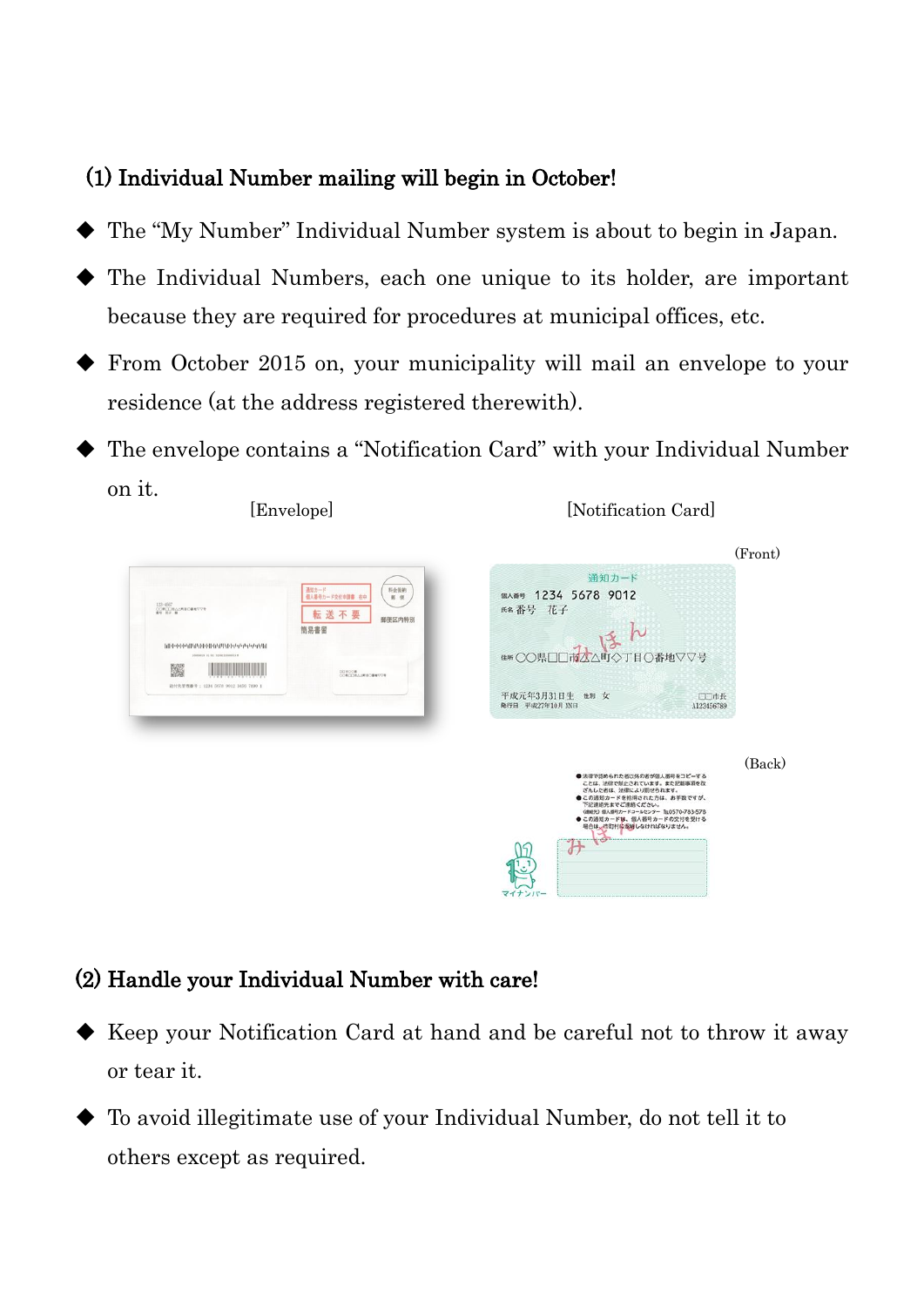## (1) Individual Number mailing will begin in October!

- The "My Number" Individual Number system is about to begin in Japan.
- The Individual Numbers, each one unique to its holder, are important because they are required for procedures at municipal offices, etc.
- From October 2015 on, your municipality will mail an envelope to your residence (at the address registered therewith).
- The envelope contains a "Notification Card" with your Individual Number on it.

[Envelope]

[Notification Card]

(Front)

(Back)

## (2) Handle your Individual Number with care!

- Keep your Notification Card at hand and be careful not to throw it away or tear it.
- To avoid illegitimate use of your Individual Number, do not tell it to others except as required.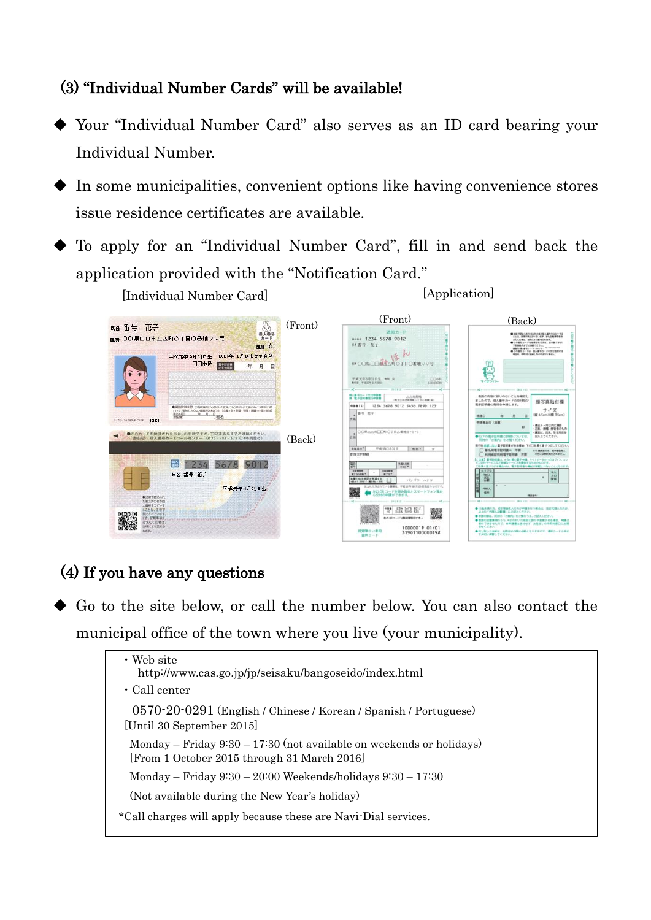## (3) "Individual Number Cards" will be available!

- Your "Individual Number Card" also serves as an ID card bearing your Individual Number.
- In some municipalities, convenient options like having convenience stores issue residence certificates are available.
- To apply for an "Individual Number Card", fill in and send back the application provided with the "Notification Card."

[Individual Number Card]

(Front)

(Back)

[Application]

(Front)

(Back)

## (4) If you have any questions

- Go to the site below, or call the number below. You can also contact the municipal office of the town where you live (your municipality).

・Web site

http://www.cas.go.jp/jp/seisaku/bangoseido/index.html

・Call center

0570-20-0291 (English / Chinese / Korean / Spanish / Portuguese)

[Until 30 September 2015]

Monday – Friday 9:30 – 17:30 (not available on weekends or holidays)

[From 1 October 2015 through 31 March 2016]

Monday – Friday 9:30 – 20:00 Weekends/holidays 9:30 – 17:30

(Not available during the New Year's holiday)

*Call charges will apply because these are Navi-Dial services.